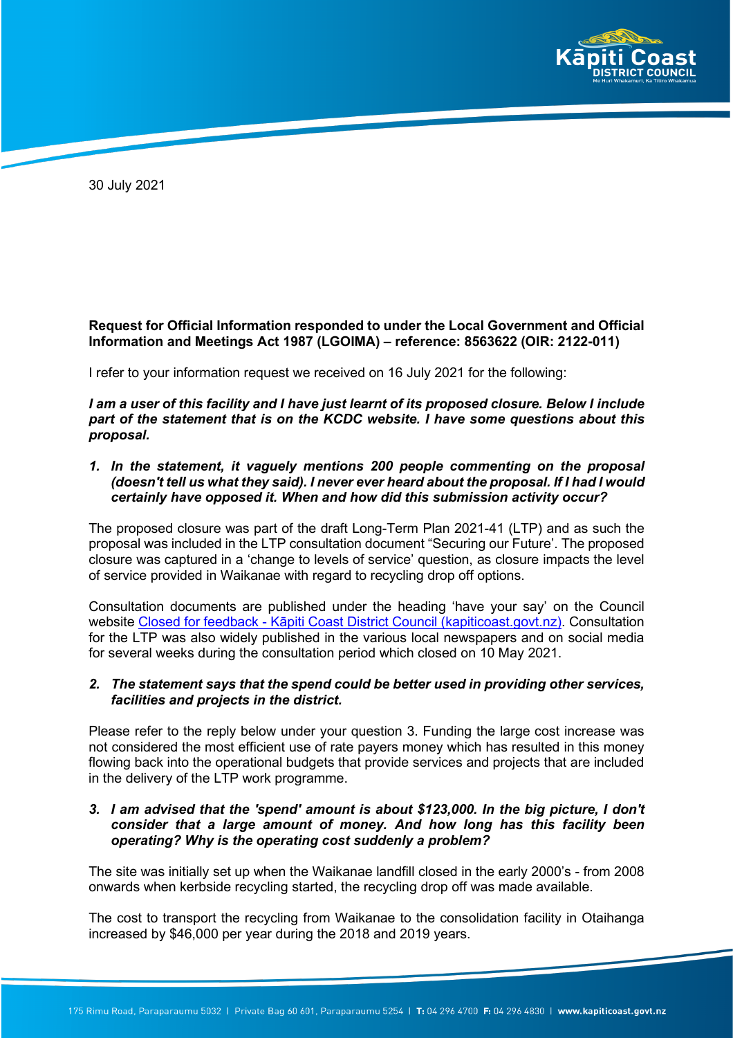30 July 2021

**Request for Official Information responded to under the Local Government and Official Information and Meetings Act 1987 (LGOIMA) – reference: 8563622 (OIR: 2122-011)**

I refer to your information request we received on 16 July 2021 for the following:

***I am a user of this facility and I have just learnt of its proposed closure. Below I include part of the statement that is on the KCDC website. I have some questions about this proposal.***

1. ***In the statement, it vaguely mentions 200 people commenting on the proposal (doesn't tell us what they said). I never ever heard about the proposal. If I had I would certainly have opposed it. When and how did this submission activity occur?***

The proposed closure was part of the draft Long-Term Plan 2021-41 (LTP) and as such the proposal was included in the LTP consultation document "Securing our Future". The proposed closure was captured in a 'change to levels of service' question, as closure impacts the level of service provided in Waikanae with regard to recycling drop off options.

Consultation documents are published under the heading 'have your say' on the Council website [Closed for feedback - Kāpiti Coast District Council (kapiticoast.govt.nz)](). Consultation for the LTP was also widely published in the various local newspapers and on social media for several weeks during the consultation period which closed on 10 May 2021.

2. ***The statement says that the spend could be better used in providing other services, facilities and projects in the district.***

Please refer to the reply below under your question 3. Funding the large cost increase was not considered the most efficient use of rate payers money which has resulted in this money flowing back into the operational budgets that provide services and projects that are included in the delivery of the LTP work programme.

3. ***I am advised that the 'spend' amount is about $123,000. In the big picture, I don't consider that a large amount of money. And how long has this facility been operating? Why is the operating cost suddenly a problem?***

The site was initially set up when the Waikanae landfill closed in the early 2000's - from 2008 onwards when kerbside recycling started, the recycling drop off was made available.

The cost to transport the recycling from Waikanae to the consolidation facility in Otaihanga increased by $46,000 per year during the 2018 and 2019 years.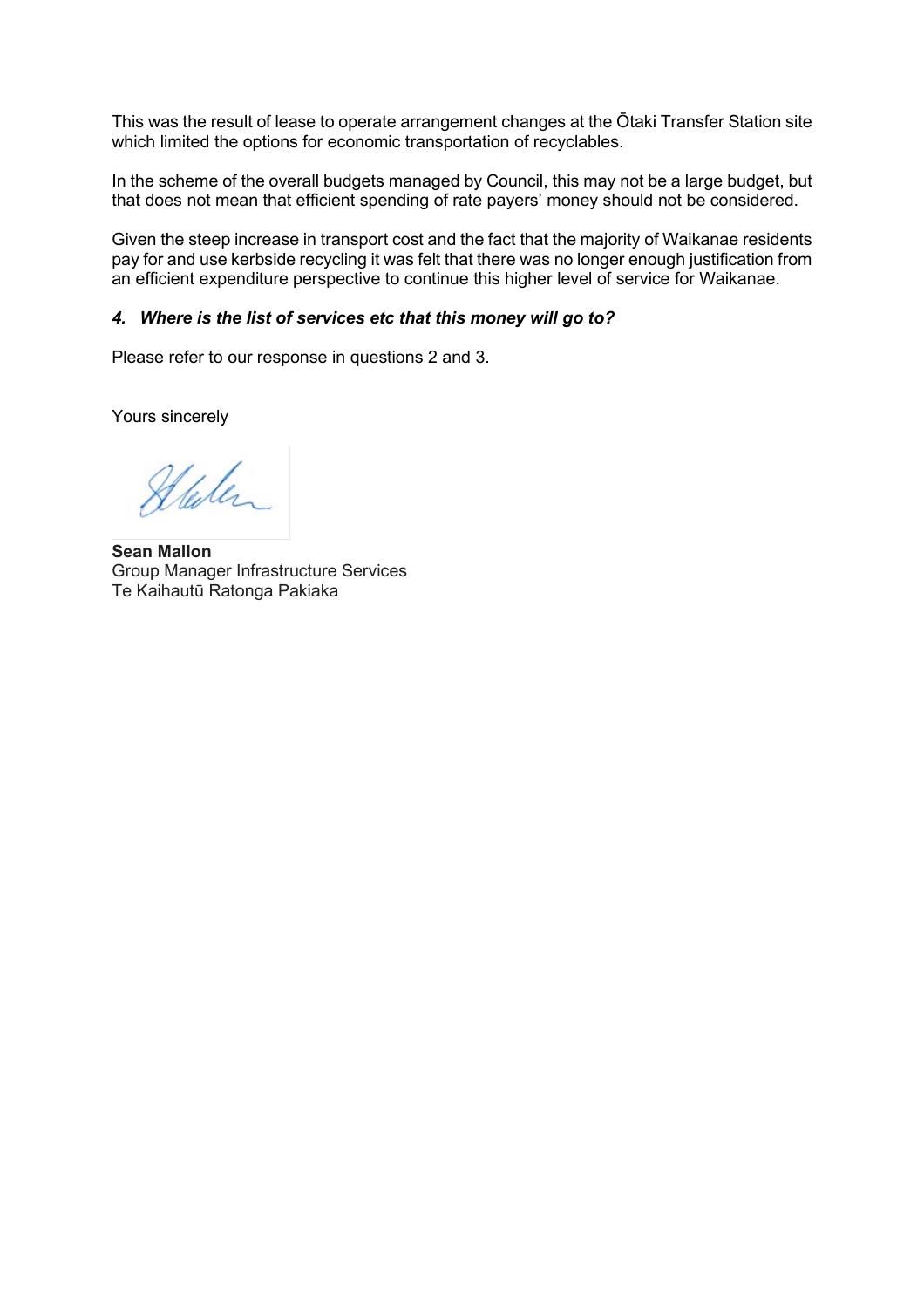This was the result of lease to operate arrangement changes at the Ōtaki Transfer Station site which limited the options for economic transportation of recyclables.

In the scheme of the overall budgets managed by Council, this may not be a large budget, but that does not mean that efficient spending of rate payers' money should not be considered.

Given the steep increase in transport cost and the fact that the majority of Waikanae residents pay for and use kerbside recycling it was felt that there was no longer enough justification from an efficient expenditure perspective to continue this higher level of service for Waikanae.

***4. Where is the list of services etc that this money will go to?***

Please refer to our response in questions 2 and 3.

Yours sincerely

**Sean Mallon**
Group Manager Infrastructure Services
Te Kaihautū Ratonga Pakiaka